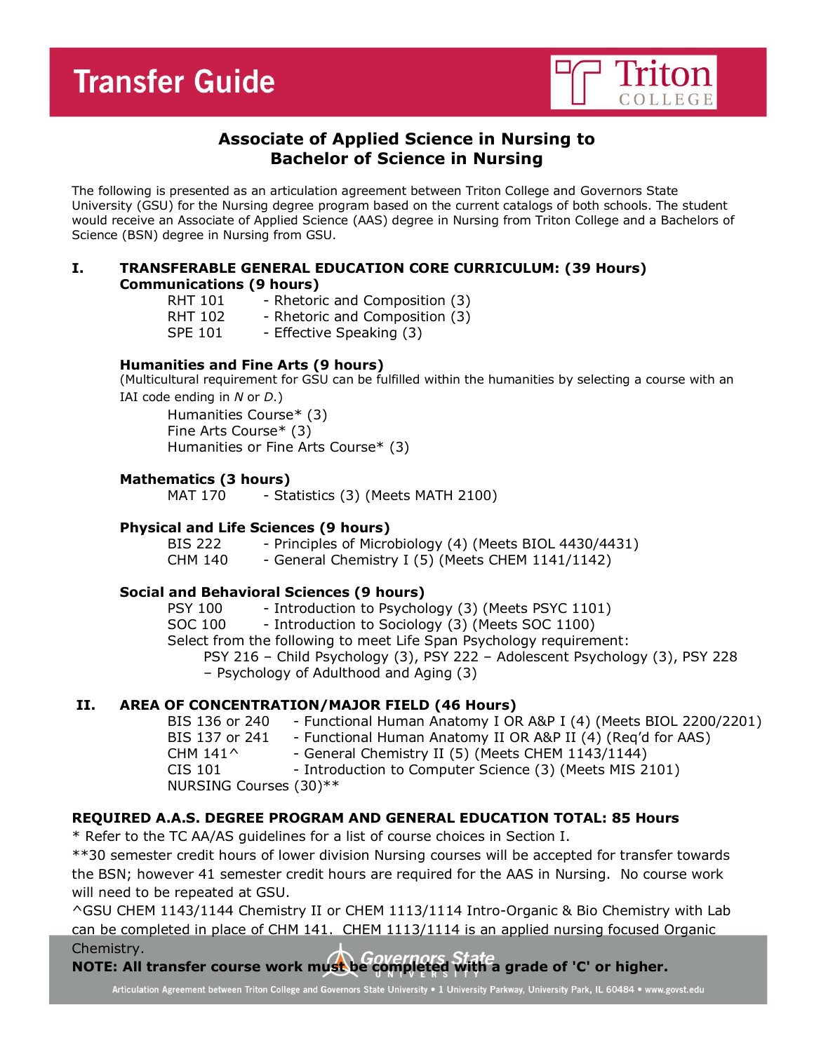# Transfer Guide

Triton College

## Associate of Applied Science in Nursing to Bachelor of Science in Nursing

The following is presented as an articulation agreement between Triton College and Governors State University (GSU) for the Nursing degree program based on the current catalogs of both schools. The student would receive an Associate of Applied Science (AAS) degree in Nursing from Triton College and a Bachelors of Science (BSN) degree in Nursing from GSU.

### I. TRANSFERABLE GENERAL EDUCATION CORE CURRICULUM: (39 Hours)

**Communications (9 hours)**

- RHT 101 - Rhetoric and Composition (3)
- RHT 102 - Rhetoric and Composition (3)
- SPE 101 - Effective Speaking (3)

**Humanities and Fine Arts (9 hours)**

(Multicultural requirement for GSU can be fulfilled within the humanities by selecting a course with an IAI code ending in *N* or *D*.)

- Humanities Course* (3)
- Fine Arts Course* (3)
- Humanities or Fine Arts Course* (3)

**Mathematics (3 hours)**

- MAT 170 - Statistics (3) (Meets MATH 2100)

**Physical and Life Sciences (9 hours)**

- BIS 222 - Principles of Microbiology (4) (Meets BIOL 4430/4431)
- CHM 140 - General Chemistry I (5) (Meets CHEM 1141/1142)

**Social and Behavioral Sciences (9 hours)**

- PSY 100 - Introduction to Psychology (3) (Meets PSYC 1101)
- SOC 100 - Introduction to Sociology (3) (Meets SOC 1100)
- Select from the following to meet Life Span Psychology requirement:
  - PSY 216 – Child Psychology (3), PSY 222 – Adolescent Psychology (3), PSY 228 – Psychology of Adulthood and Aging (3)

### II. AREA OF CONCENTRATION/MAJOR FIELD (46 Hours)

- BIS 136 or 240 - Functional Human Anatomy I OR A&P I (4) (Meets BIOL 2200/2201)
- BIS 137 or 241 - Functional Human Anatomy II OR A&P II (4) (Req'd for AAS)
- CHM 141^ - General Chemistry II (5) (Meets CHEM 1143/1144)
- CIS 101 - Introduction to Computer Science (3) (Meets MIS 2101)
- NURSING Courses (30)**

**REQUIRED A.A.S. DEGREE PROGRAM AND GENERAL EDUCATION TOTAL: 85 Hours**

\* Refer to the TC AA/AS guidelines for a list of course choices in Section I.

**30 semester credit hours of lower division Nursing courses will be accepted for transfer towards the BSN; however 41 semester credit hours are required for the AAS in Nursing. No course work will need to be repeated at GSU.

^GSU CHEM 1143/1144 Chemistry II or CHEM 1113/1114 Intro-Organic & Bio Chemistry with Lab can be completed in place of CHM 141. CHEM 1113/1114 is an applied nursing focused Organic Chemistry.

**NOTE: All transfer course work must be completed with a grade of 'C' or higher.**

Governors State University

Articulation Agreement between Triton College and Governors State University • 1 University Parkway, University Park, IL 60484 • www.govst.edu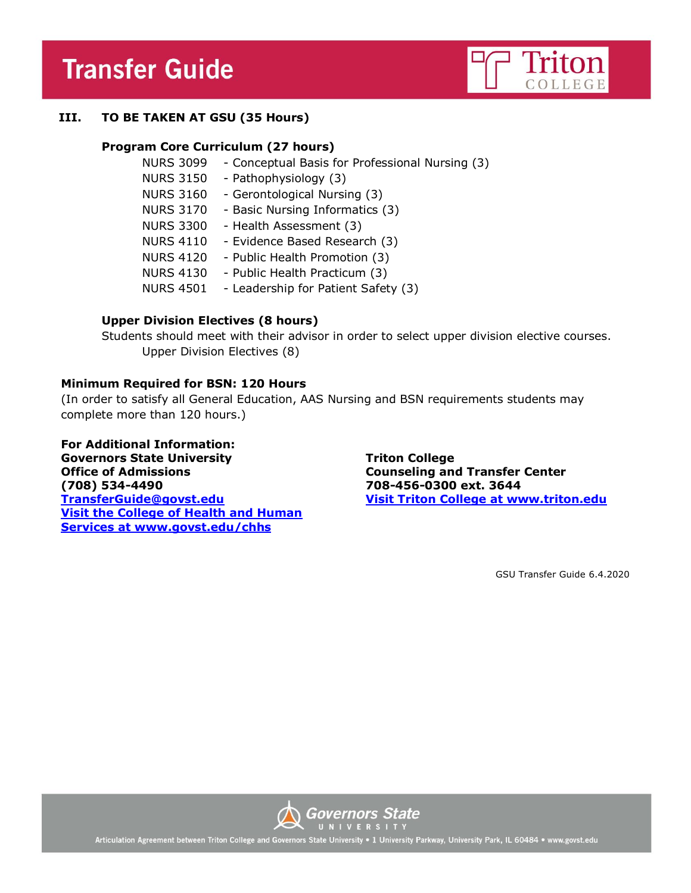### III. TO BE TAKEN AT GSU (35 Hours)

**Program Core Curriculum (27 hours)**

- NURS 3099 - Conceptual Basis for Professional Nursing (3)
- NURS 3150 - Pathophysiology (3)
- NURS 3160 - Gerontological Nursing (3)
- NURS 3170 - Basic Nursing Informatics (3)
- NURS 3300 - Health Assessment (3)
- NURS 4110 - Evidence Based Research (3)
- NURS 4120 - Public Health Promotion (3)
- NURS 4130 - Public Health Practicum (3)
- NURS 4501 - Leadership for Patient Safety (3)

**Upper Division Electives (8 hours)**

Students should meet with their advisor in order to select upper division elective courses.

Upper Division Electives (8)

**Minimum Required for BSN: 120 Hours**

(In order to satisfy all General Education, AAS Nursing and BSN requirements students may complete more than 120 hours.)

**For Additional Information:**

**Governors State University**
**Office of Admissions**
**(708) 534-4490**
**TransferGuide@govst.edu**
**Visit the College of Health and Human Services at www.govst.edu/chhs**

**Triton College**
**Counseling and Transfer Center**
**708-456-0300 ext. 3644**
**Visit Triton College at www.triton.edu**

GSU Transfer Guide 6.4.2020